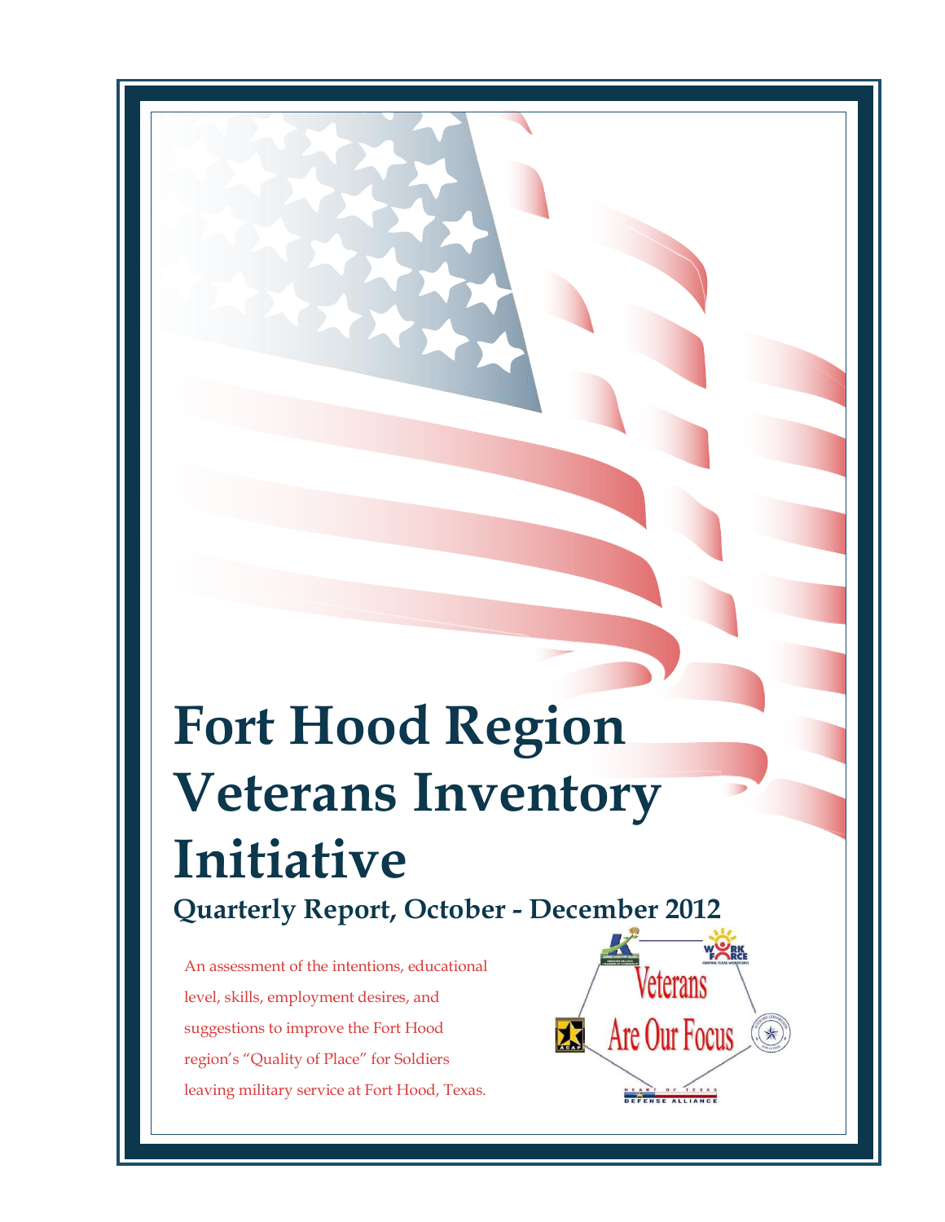# Fort Hood Region Veterans Inventory Initiative

## Quarterly Report, October - December 2012

An assessment of the intentions, educational level, skills, employment desires, and suggestions to improve the Fort Hood region's "Quality of Place" for Soldiers leaving military service at Fort Hood, Texas.

Veterans Are Our Focus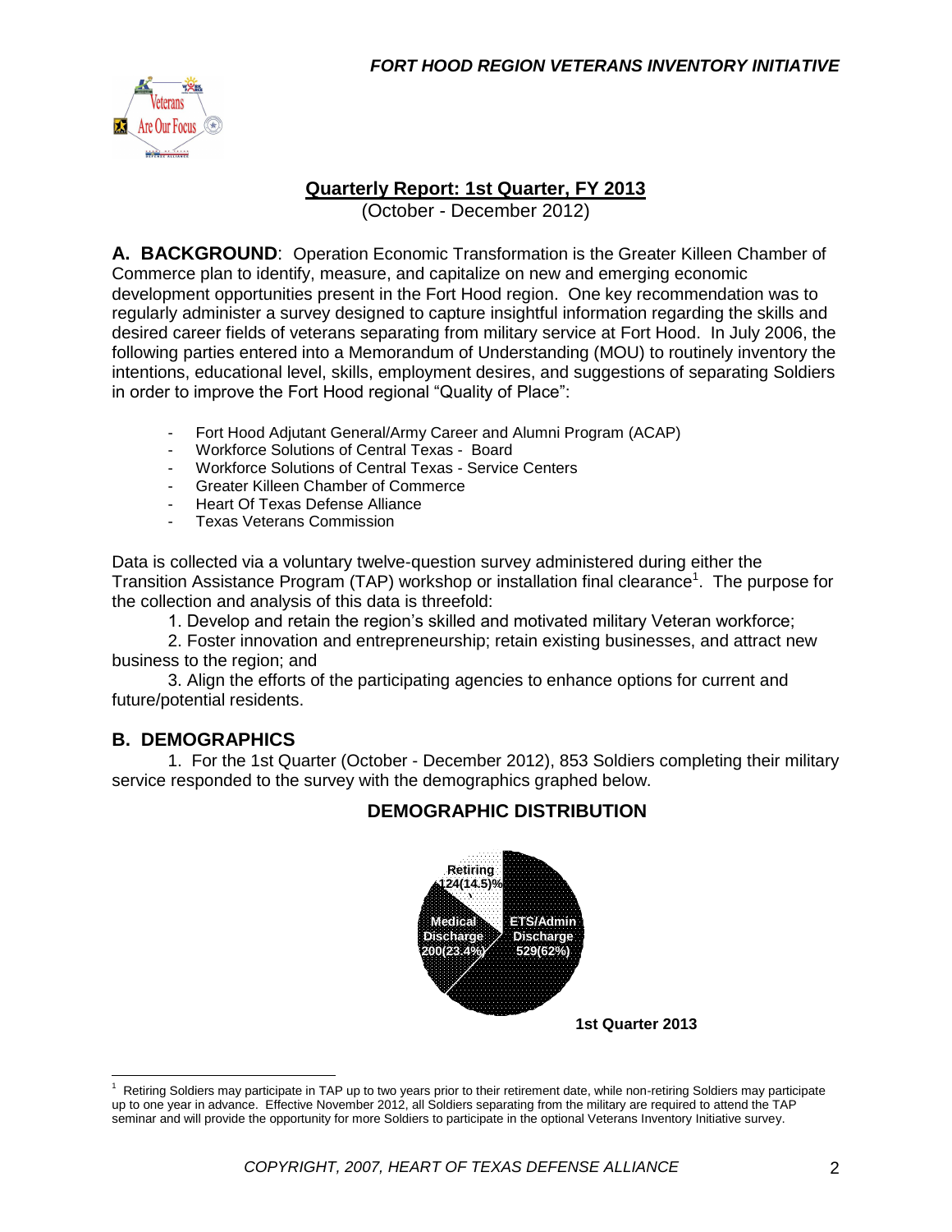## Quarterly Report: 1st Quarter, FY 2013

(October - December 2012)

**A. BACKGROUND**: Operation Economic Transformation is the Greater Killeen Chamber of Commerce plan to identify, measure, and capitalize on new and emerging economic development opportunities present in the Fort Hood region. One key recommendation was to regularly administer a survey designed to capture insightful information regarding the skills and desired career fields of veterans separating from military service at Fort Hood. In July 2006, the following parties entered into a Memorandum of Understanding (MOU) to routinely inventory the intentions, educational level, skills, employment desires, and suggestions of separating Soldiers in order to improve the Fort Hood regional "Quality of Place":

- Fort Hood Adjutant General/Army Career and Alumni Program (ACAP)
- Workforce Solutions of Central Texas - Board
- Workforce Solutions of Central Texas - Service Centers
- Greater Killeen Chamber of Commerce
- Heart Of Texas Defense Alliance
- Texas Veterans Commission

Data is collected via a voluntary twelve-question survey administered during either the Transition Assistance Program (TAP) workshop or installation final clearance[1]. The purpose for the collection and analysis of this data is threefold:

1. Develop and retain the region's skilled and motivated military Veteran workforce;
2. Foster innovation and entrepreneurship; retain existing businesses, and attract new business to the region; and
3. Align the efforts of the participating agencies to enhance options for current and future/potential residents.

**B. DEMOGRAPHICS**

1. For the 1st Quarter (October - December 2012), 853 Soldiers completing their military service responded to the survey with the demographics graphed below.

**DEMOGRAPHIC DISTRIBUTION**

Retiring 124(14.5)%

Medical Discharge 200(23.4%)

ETS/Admin Discharge 529(62%)

**1st Quarter 2013**

[1] Retiring Soldiers may participate in TAP up to two years prior to their retirement date, while non-retiring Soldiers may participate up to one year in advance. Effective November 2012, all Soldiers separating from the military are required to attend the TAP seminar and will provide the opportunity for more Soldiers to participate in the optional Veterans Inventory Initiative survey.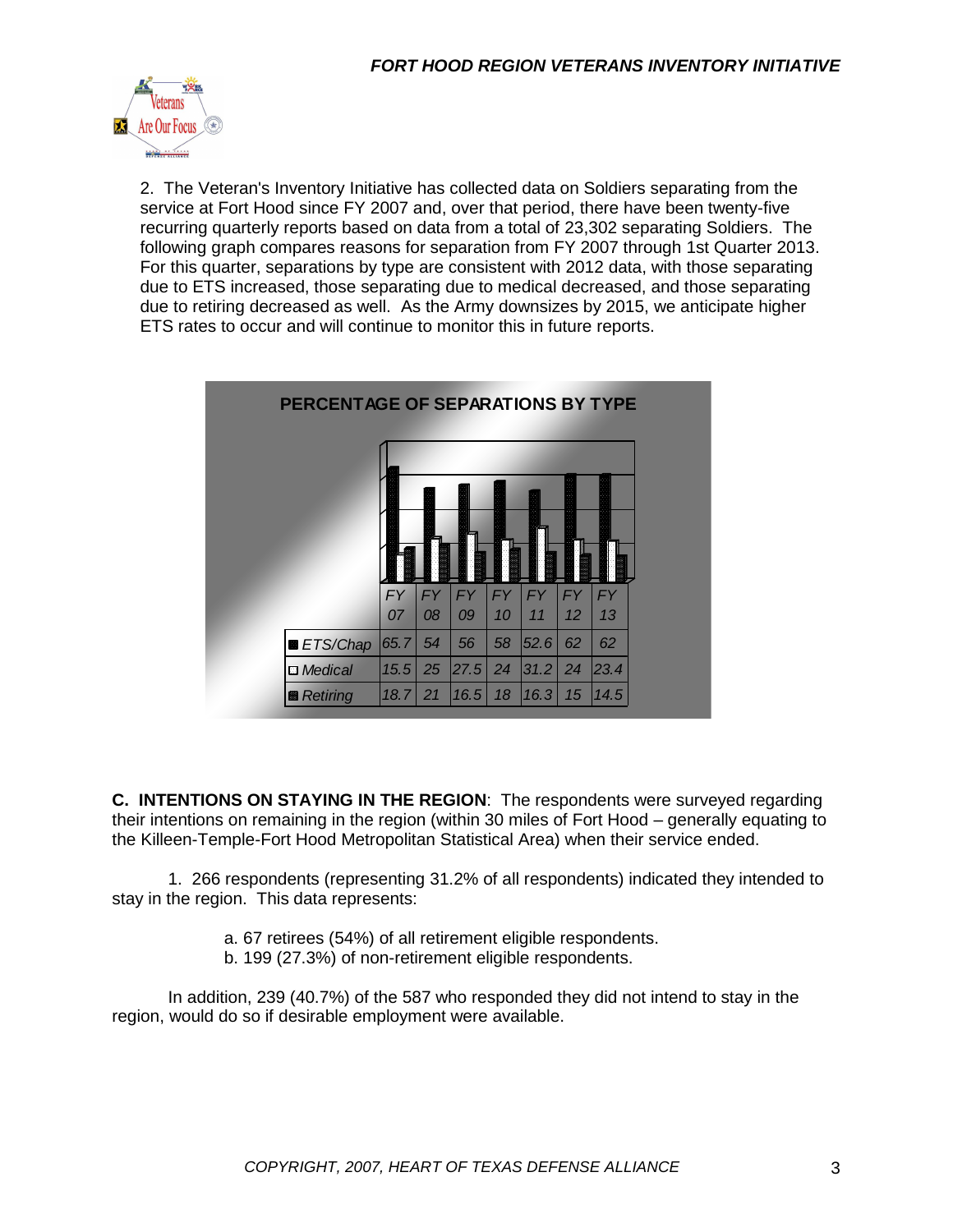2. The Veteran's Inventory Initiative has collected data on Soldiers separating from the service at Fort Hood since FY 2007 and, over that period, there have been twenty-five recurring quarterly reports based on data from a total of 23,302 separating Soldiers. The following graph compares reasons for separation from FY 2007 through 1st Quarter 2013. For this quarter, separations by type are consistent with 2012 data, with those separating due to ETS increased, those separating due to medical decreased, and those separating due to retiring decreased as well. As the Army downsizes by 2015, we anticipate higher ETS rates to occur and will continue to monitor this in future reports.

**PERCENTAGE OF SEPARATIONS BY TYPE**

| | FY 07 | FY 08 | FY 09 | FY 10 | FY 11 | FY 12 | FY 13 |
|---|---|---|---|---|---|---|---|
| ETS/Chap | 65.7 | 54 | 56 | 58 | 52.6 | 62 | 62 |
| Medical | 15.5 | 25 | 27.5 | 24 | 31.2 | 24 | 23.4 |
| Retiring | 18.7 | 21 | 16.5 | 18 | 16.3 | 15 | 14.5 |

**C. INTENTIONS ON STAYING IN THE REGION**: The respondents were surveyed regarding their intentions on remaining in the region (within 30 miles of Fort Hood – generally equating to the Killeen-Temple-Fort Hood Metropolitan Statistical Area) when their service ended.

1. 266 respondents (representing 31.2% of all respondents) indicated they intended to stay in the region. This data represents:

a. 67 retirees (54%) of all retirement eligible respondents.
b. 199 (27.3%) of non-retirement eligible respondents.

In addition, 239 (40.7%) of the 587 who responded they did not intend to stay in the region, would do so if desirable employment were available.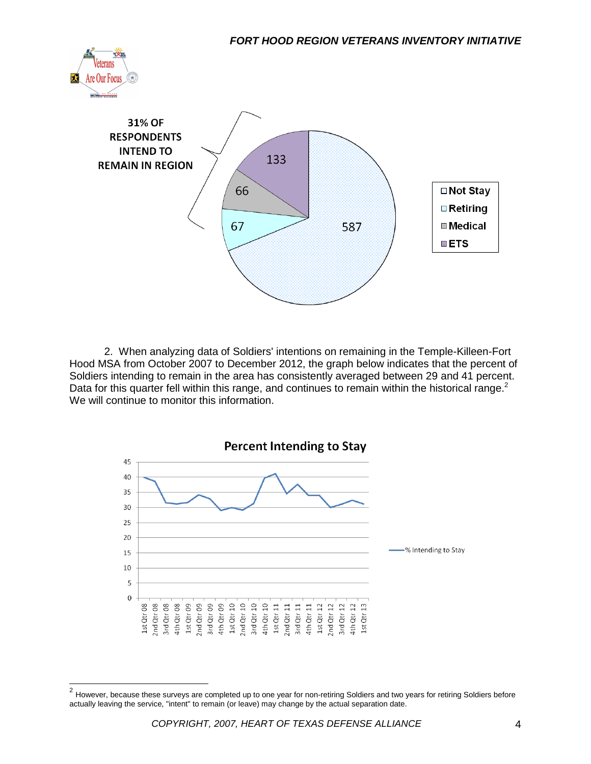31% OF RESPONDENTS INTEND TO REMAIN IN REGION

| Category | Count |
|---|---|
| Not Stay | 587 |
| Retiring | 67 |
| Medical | 66 |
| ETS | 133 |

2. When analyzing data of Soldiers' intentions on remaining in the Temple-Killeen-Fort Hood MSA from October 2007 to December 2012, the graph below indicates that the percent of Soldiers intending to remain in the area has consistently averaged between 29 and 41 percent. Data for this quarter fell within this range, and continues to remain within the historical range.[2] We will continue to monitor this information.

**Percent Intending to Stay**

(Line chart: % Intending to Stay, by quarter from 1st Qtr 08 to 1st Qtr 13; y-axis 0–45)

[2] However, because these surveys are completed up to one year for non-retiring Soldiers and two years for retiring Soldiers before actually leaving the service, "intent" to remain (or leave) may change by the actual separation date.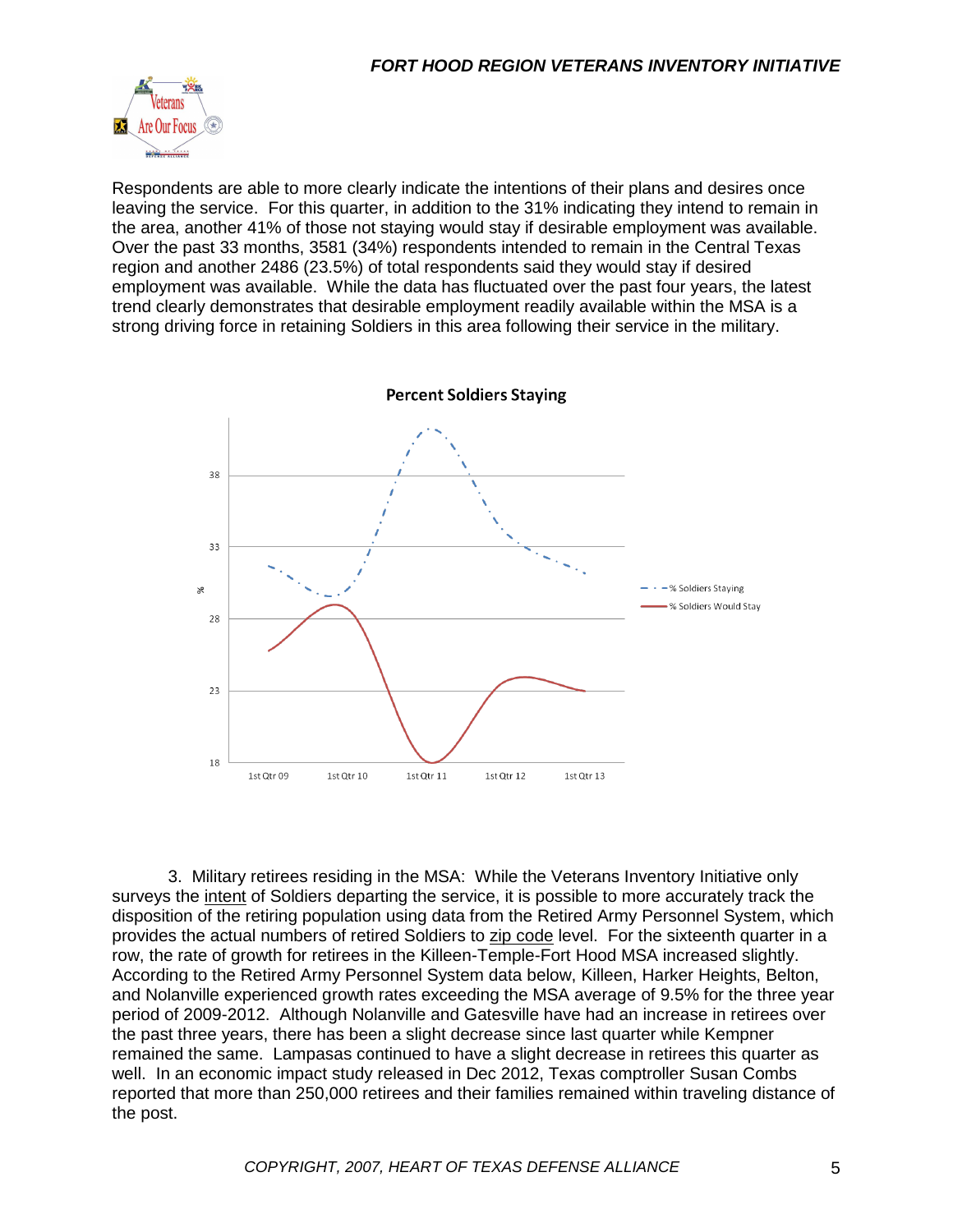Respondents are able to more clearly indicate the intentions of their plans and desires once leaving the service. For this quarter, in addition to the 31% indicating they intend to remain in the area, another 41% of those not staying would stay if desirable employment was available. Over the past 33 months, 3581 (34%) respondents intended to remain in the Central Texas region and another 2486 (23.5%) of total respondents said they would stay if desired employment was available. While the data has fluctuated over the past four years, the latest trend clearly demonstrates that desirable employment readily available within the MSA is a strong driving force in retaining Soldiers in this area following their service in the military.

**Percent Soldiers Staying**

3. Military retirees residing in the MSA: While the Veterans Inventory Initiative only surveys the intent of Soldiers departing the service, it is possible to more accurately track the disposition of the retiring population using data from the Retired Army Personnel System, which provides the actual numbers of retired Soldiers to zip code level. For the sixteenth quarter in a row, the rate of growth for retirees in the Killeen-Temple-Fort Hood MSA increased slightly. According to the Retired Army Personnel System data below, Killeen, Harker Heights, Belton, and Nolanville experienced growth rates exceeding the MSA average of 9.5% for the three year period of 2009-2012. Although Nolanville and Gatesville have had an increase in retirees over the past three years, there has been a slight decrease since last quarter while Kempner remained the same. Lampasas continued to have a slight decrease in retirees this quarter as well. In an economic impact study released in Dec 2012, Texas comptroller Susan Combs reported that more than 250,000 retirees and their families remained within traveling distance of the post.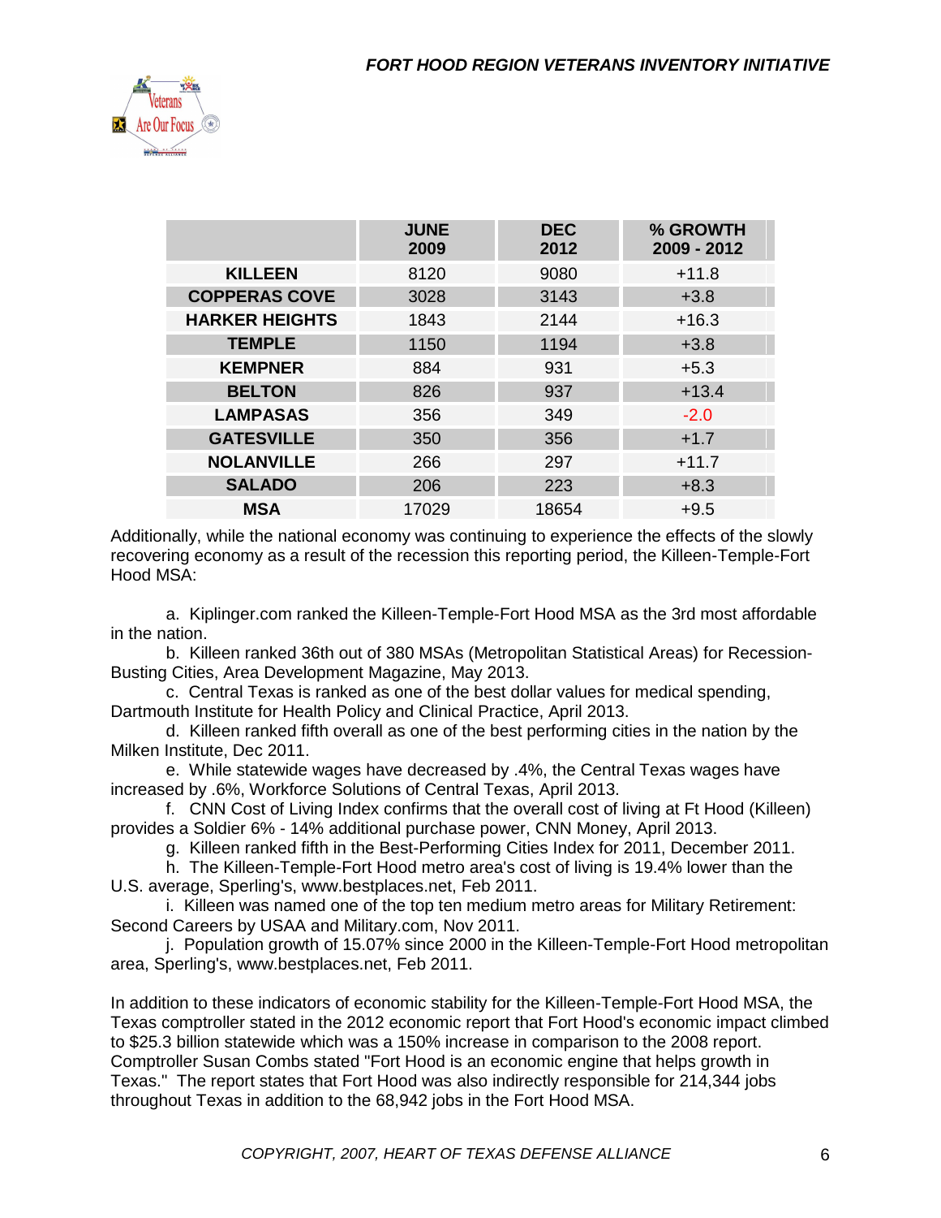| | JUNE 2009 | DEC 2012 | % GROWTH 2009 - 2012 |
|---|---|---|---|
| **KILLEEN** | 8120 | 9080 | +11.8 |
| **COPPERAS COVE** | 3028 | 3143 | +3.8 |
| **HARKER HEIGHTS** | 1843 | 2144 | +16.3 |
| **TEMPLE** | 1150 | 1194 | +3.8 |
| **KEMPNER** | 884 | 931 | +5.3 |
| **BELTON** | 826 | 937 | +13.4 |
| **LAMPASAS** | 356 | 349 | -2.0 |
| **GATESVILLE** | 350 | 356 | +1.7 |
| **NOLANVILLE** | 266 | 297 | +11.7 |
| **SALADO** | 206 | 223 | +8.3 |
| **MSA** | 17029 | 18654 | +9.5 |

Additionally, while the national economy was continuing to experience the effects of the slowly recovering economy as a result of the recession this reporting period, the Killeen-Temple-Fort Hood MSA:

a. Kiplinger.com ranked the Killeen-Temple-Fort Hood MSA as the 3rd most affordable in the nation.

b. Killeen ranked 36th out of 380 MSAs (Metropolitan Statistical Areas) for Recession-Busting Cities, Area Development Magazine, May 2013.

c. Central Texas is ranked as one of the best dollar values for medical spending, Dartmouth Institute for Health Policy and Clinical Practice, April 2013.

d. Killeen ranked fifth overall as one of the best performing cities in the nation by the Milken Institute, Dec 2011.

e. While statewide wages have decreased by .4%, the Central Texas wages have increased by .6%, Workforce Solutions of Central Texas, April 2013.

f. CNN Cost of Living Index confirms that the overall cost of living at Ft Hood (Killeen) provides a Soldier 6% - 14% additional purchase power, CNN Money, April 2013.

g. Killeen ranked fifth in the Best-Performing Cities Index for 2011, December 2011.

h. The Killeen-Temple-Fort Hood metro area's cost of living is 19.4% lower than the U.S. average, Sperling's, www.bestplaces.net, Feb 2011.

i. Killeen was named one of the top ten medium metro areas for Military Retirement: Second Careers by USAA and Military.com, Nov 2011.

j. Population growth of 15.07% since 2000 in the Killeen-Temple-Fort Hood metropolitan area, Sperling's, www.bestplaces.net, Feb 2011.

In addition to these indicators of economic stability for the Killeen-Temple-Fort Hood MSA, the Texas comptroller stated in the 2012 economic report that Fort Hood's economic impact climbed to $25.3 billion statewide which was a 150% increase in comparison to the 2008 report. Comptroller Susan Combs stated "Fort Hood is an economic engine that helps growth in Texas." The report states that Fort Hood was also indirectly responsible for 214,344 jobs throughout Texas in addition to the 68,942 jobs in the Fort Hood MSA.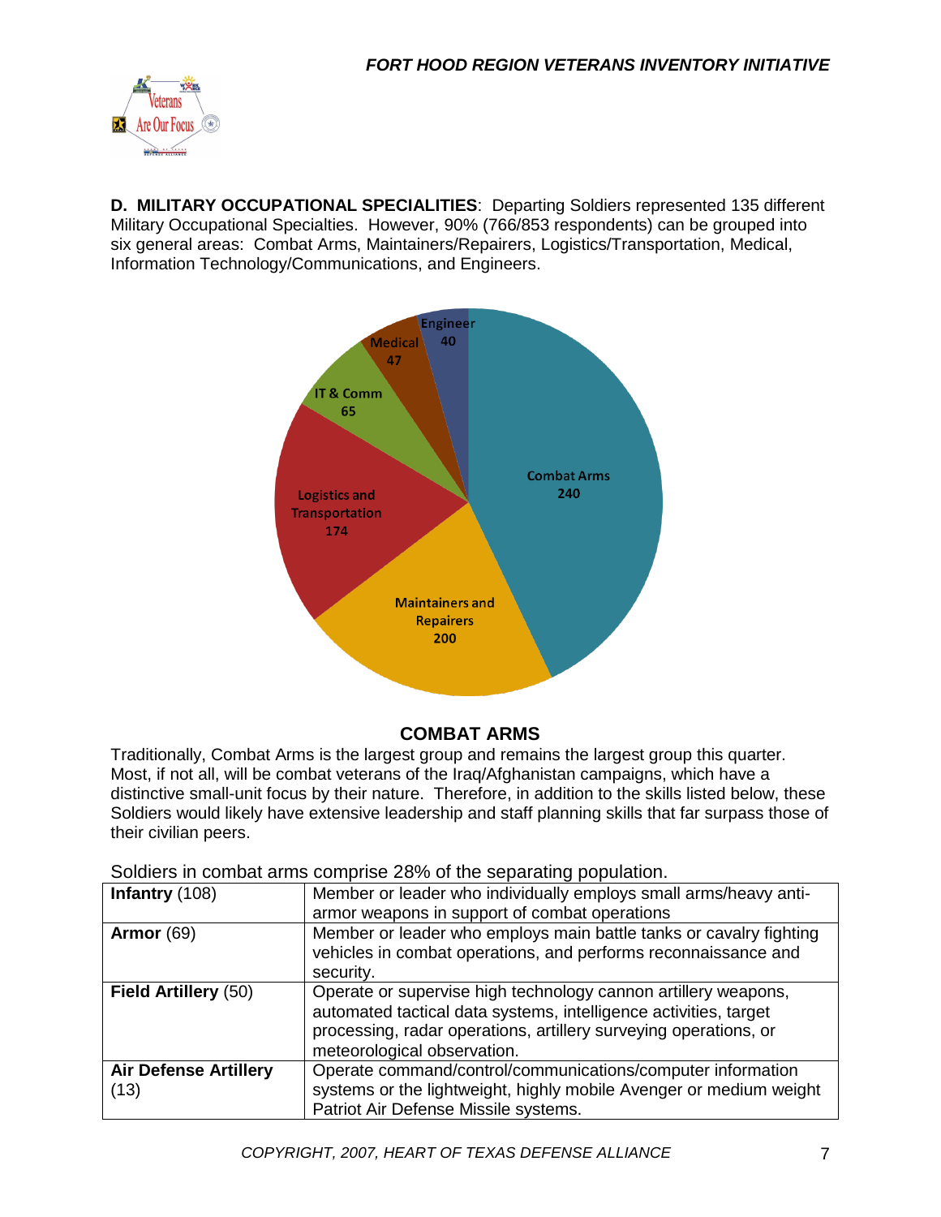**D. MILITARY OCCUPATIONAL SPECIALITIES**: Departing Soldiers represented 135 different Military Occupational Specialties. However, 90% (766/853 respondents) can be grouped into six general areas: Combat Arms, Maintainers/Repairers, Logistics/Transportation, Medical, Information Technology/Communications, and Engineers.

## COMBAT ARMS

Traditionally, Combat Arms is the largest group and remains the largest group this quarter. Most, if not all, will be combat veterans of the Iraq/Afghanistan campaigns, which have a distinctive small-unit focus by their nature. Therefore, in addition to the skills listed below, these Soldiers would likely have extensive leadership and staff planning skills that far surpass those of their civilian peers.

Soldiers in combat arms comprise 28% of the separating population.

| | |
|---|---|
| **Infantry** (108) | Member or leader who individually employs small arms/heavy anti-armor weapons in support of combat operations |
| **Armor** (69) | Member or leader who employs main battle tanks or cavalry fighting vehicles in combat operations, and performs reconnaissance and security. |
| **Field Artillery** (50) | Operate or supervise high technology cannon artillery weapons, automated tactical data systems, intelligence activities, target processing, radar operations, artillery surveying operations, or meteorological observation. |
| **Air Defense Artillery** (13) | Operate command/control/communications/computer information systems or the lightweight, highly mobile Avenger or medium weight Patriot Air Defense Missile systems. |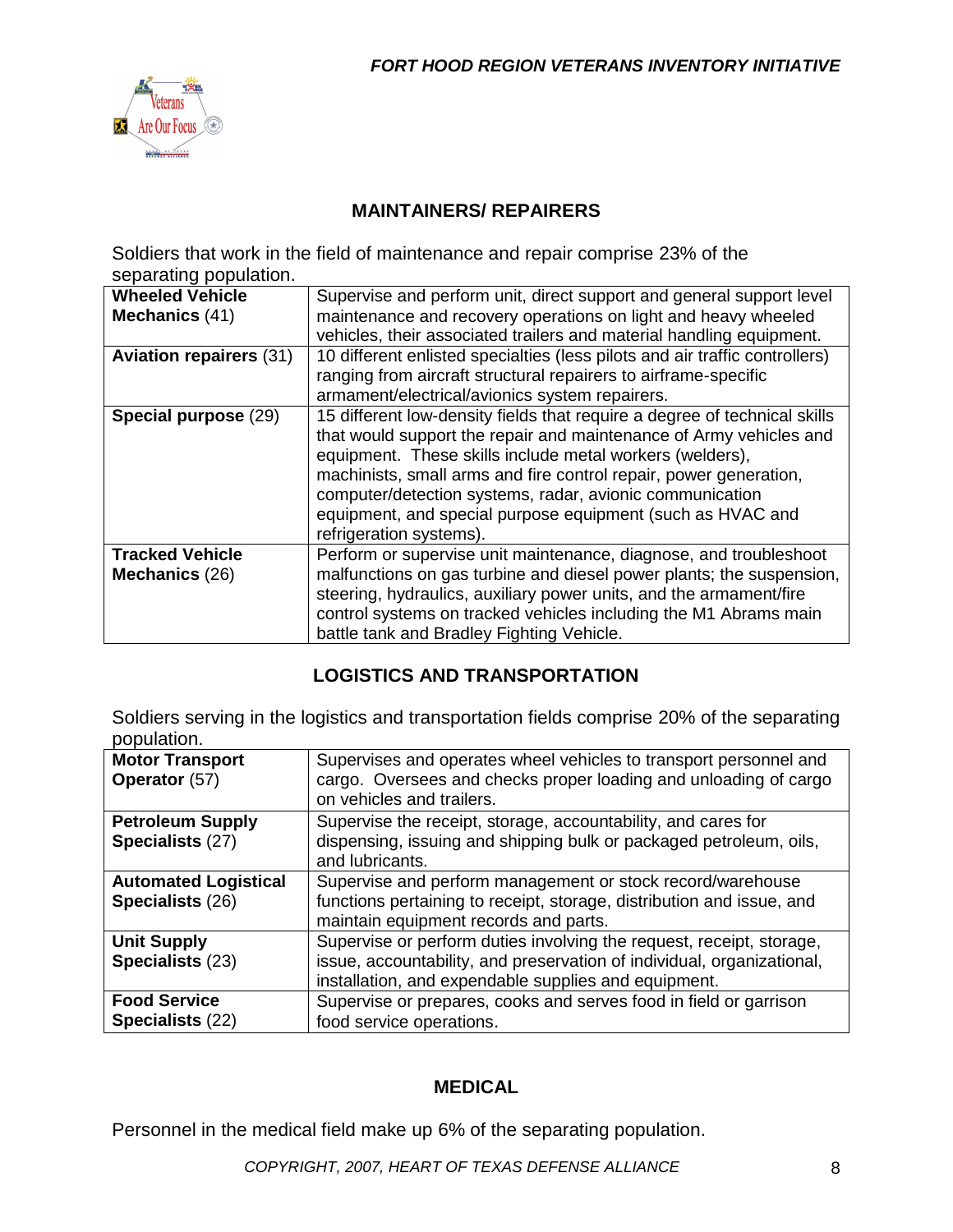## MAINTAINERS/ REPAIRERS

Soldiers that work in the field of maintenance and repair comprise 23% of the separating population.

| | |
|---|---|
| **Wheeled Vehicle Mechanics** (41) | Supervise and perform unit, direct support and general support level maintenance and recovery operations on light and heavy wheeled vehicles, their associated trailers and material handling equipment. |
| **Aviation repairers** (31) | 10 different enlisted specialties (less pilots and air traffic controllers) ranging from aircraft structural repairers to airframe-specific armament/electrical/avionics system repairers. |
| **Special purpose** (29) | 15 different low-density fields that require a degree of technical skills that would support the repair and maintenance of Army vehicles and equipment. These skills include metal workers (welders), machinists, small arms and fire control repair, power generation, computer/detection systems, radar, avionic communication equipment, and special purpose equipment (such as HVAC and refrigeration systems). |
| **Tracked Vehicle Mechanics** (26) | Perform or supervise unit maintenance, diagnose, and troubleshoot malfunctions on gas turbine and diesel power plants; the suspension, steering, hydraulics, auxiliary power units, and the armament/fire control systems on tracked vehicles including the M1 Abrams main battle tank and Bradley Fighting Vehicle. |

## LOGISTICS AND TRANSPORTATION

Soldiers serving in the logistics and transportation fields comprise 20% of the separating population.

| | |
|---|---|
| **Motor Transport Operator** (57) | Supervises and operates wheel vehicles to transport personnel and cargo. Oversees and checks proper loading and unloading of cargo on vehicles and trailers. |
| **Petroleum Supply Specialists** (27) | Supervise the receipt, storage, accountability, and cares for dispensing, issuing and shipping bulk or packaged petroleum, oils, and lubricants. |
| **Automated Logistical Specialists** (26) | Supervise and perform management or stock record/warehouse functions pertaining to receipt, storage, distribution and issue, and maintain equipment records and parts. |
| **Unit Supply Specialists** (23) | Supervise or perform duties involving the request, receipt, storage, issue, accountability, and preservation of individual, organizational, installation, and expendable supplies and equipment. |
| **Food Service Specialists** (22) | Supervise or prepares, cooks and serves food in field or garrison food service operations. |

## MEDICAL

Personnel in the medical field make up 6% of the separating population.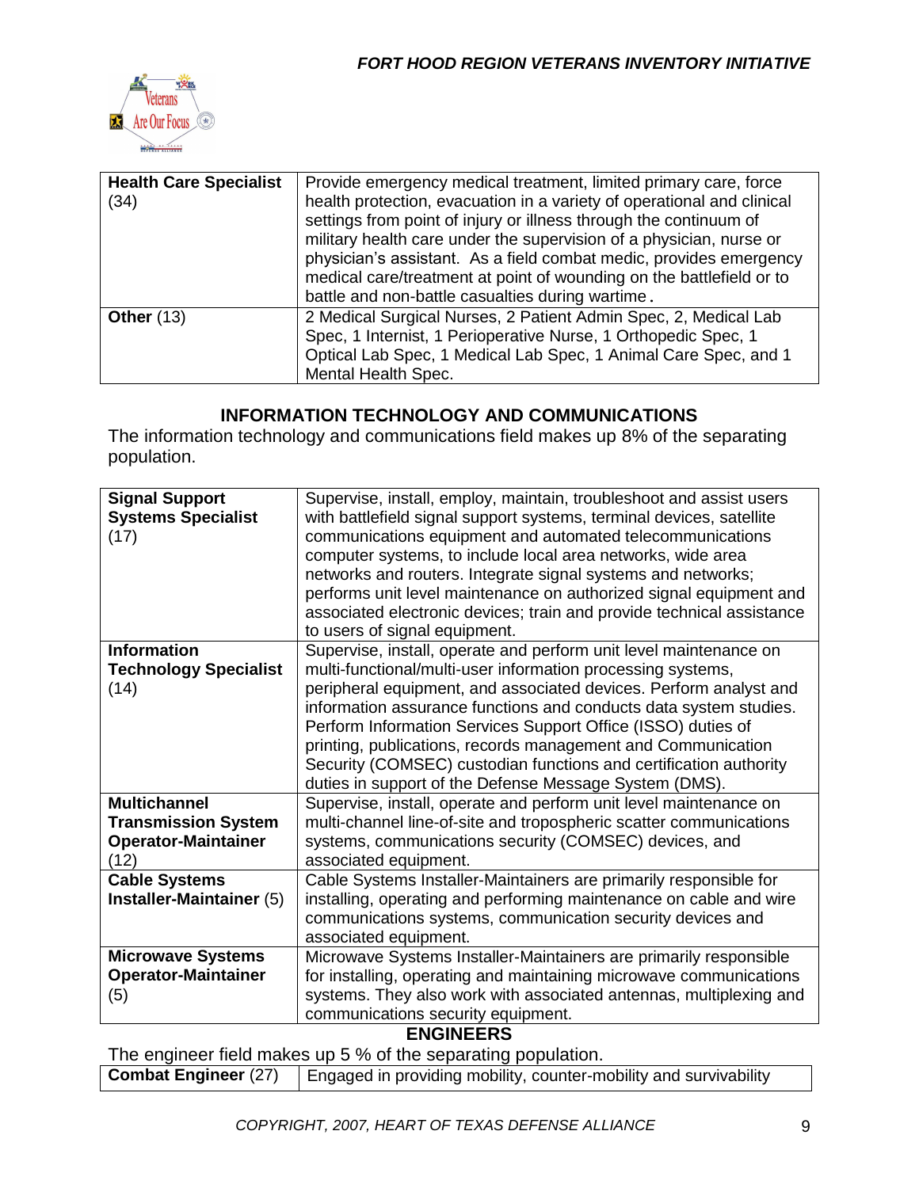| Health Care Specialist (34) | Provide emergency medical treatment, limited primary care, force health protection, evacuation in a variety of operational and clinical settings from point of injury or illness through the continuum of military health care under the supervision of a physician, nurse or physician's assistant. As a field combat medic, provides emergency medical care/treatment at point of wounding on the battlefield or to battle and non-battle casualties during wartime. |
|---|---|
| **Other** (13) | 2 Medical Surgical Nurses, 2 Patient Admin Spec, 2, Medical Lab Spec, 1 Internist, 1 Perioperative Nurse, 1 Orthopedic Spec, 1 Optical Lab Spec, 1 Medical Lab Spec, 1 Animal Care Spec, and 1 Mental Health Spec. |

## INFORMATION TECHNOLOGY AND COMMUNICATIONS

The information technology and communications field makes up 8% of the separating population.

| Signal Support Systems Specialist (17) | Supervise, install, employ, maintain, troubleshoot and assist users with battlefield signal support systems, terminal devices, satellite communications equipment and automated telecommunications computer systems, to include local area networks, wide area networks and routers. Integrate signal systems and networks; performs unit level maintenance on authorized signal equipment and associated electronic devices; train and provide technical assistance to users of signal equipment. |
|---|---|
| **Information Technology Specialist** (14) | Supervise, install, operate and perform unit level maintenance on multi-functional/multi-user information processing systems, peripheral equipment, and associated devices. Perform analyst and information assurance functions and conducts data system studies. Perform Information Services Support Office (ISSO) duties of printing, publications, records management and Communication Security (COMSEC) custodian functions and certification authority duties in support of the Defense Message System (DMS). |
| **Multichannel Transmission System Operator-Maintainer** (12) | Supervise, install, operate and perform unit level maintenance on multi-channel line-of-site and tropospheric scatter communications systems, communications security (COMSEC) devices, and associated equipment. |
| **Cable Systems Installer-Maintainer** (5) | Cable Systems Installer-Maintainers are primarily responsible for installing, operating and performing maintenance on cable and wire communications systems, communication security devices and associated equipment. |
| **Microwave Systems Operator-Maintainer** (5) | Microwave Systems Installer-Maintainers are primarily responsible for installing, operating and maintaining microwave communications systems. They also work with associated antennas, multiplexing and communications security equipment. |

## ENGINEERS

The engineer field makes up 5 % of the separating population.

| Combat Engineer (27) | Engaged in providing mobility, counter-mobility and survivability |
|---|---|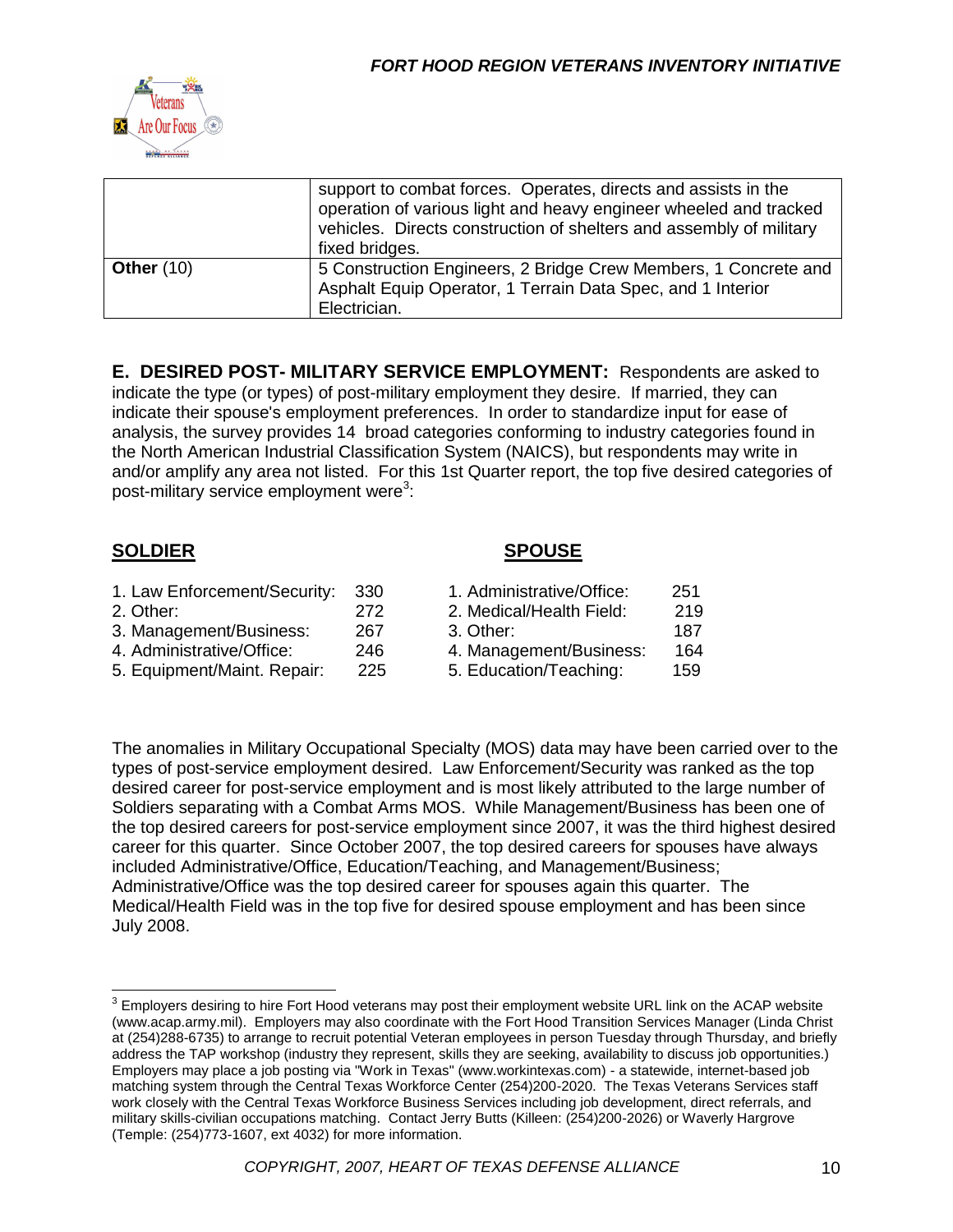| | |
|---|---|
| | support to combat forces. Operates, directs and assists in the operation of various light and heavy engineer wheeled and tracked vehicles. Directs construction of shelters and assembly of military fixed bridges. |
| **Other** (10) | 5 Construction Engineers, 2 Bridge Crew Members, 1 Concrete and Asphalt Equip Operator, 1 Terrain Data Spec, and 1 Interior Electrician. |

**E. DESIRED POST- MILITARY SERVICE EMPLOYMENT:** Respondents are asked to indicate the type (or types) of post-military employment they desire. If married, they can indicate their spouse's employment preferences. In order to standardize input for ease of analysis, the survey provides 14 broad categories conforming to industry categories found in the North American Industrial Classification System (NAICS), but respondents may write in and/or amplify any area not listed. For this 1st Quarter report, the top five desired categories of post-military service employment were[3]:

| SOLDIER | | SPOUSE | |
|---|---|---|---|
| 1. Law Enforcement/Security: | 330 | 1. Administrative/Office: | 251 |
| 2. Other: | 272 | 2. Medical/Health Field: | 219 |
| 3. Management/Business: | 267 | 3. Other: | 187 |
| 4. Administrative/Office: | 246 | 4. Management/Business: | 164 |
| 5. Equipment/Maint. Repair: | 225 | 5. Education/Teaching: | 159 |

The anomalies in Military Occupational Specialty (MOS) data may have been carried over to the types of post-service employment desired. Law Enforcement/Security was ranked as the top desired career for post-service employment and is most likely attributed to the large number of Soldiers separating with a Combat Arms MOS. While Management/Business has been one of the top desired careers for post-service employment since 2007, it was the third highest desired career for this quarter. Since October 2007, the top desired careers for spouses have always included Administrative/Office, Education/Teaching, and Management/Business; Administrative/Office was the top desired career for spouses again this quarter. The Medical/Health Field was in the top five for desired spouse employment and has been since July 2008.

[3] Employers desiring to hire Fort Hood veterans may post their employment website URL link on the ACAP website (www.acap.army.mil). Employers may also coordinate with the Fort Hood Transition Services Manager (Linda Christ at (254)288-6735) to arrange to recruit potential Veteran employees in person Tuesday through Thursday, and briefly address the TAP workshop (industry they represent, skills they are seeking, availability to discuss job opportunities.) Employers may place a job posting via "Work in Texas" (www.workintexas.com) - a statewide, internet-based job matching system through the Central Texas Workforce Center (254)200-2020. The Texas Veterans Services staff work closely with the Central Texas Workforce Business Services including job development, direct referrals, and military skills-civilian occupations matching. Contact Jerry Butts (Killeen: (254)200-2026) or Waverly Hargrove (Temple: (254)773-1607, ext 4032) for more information.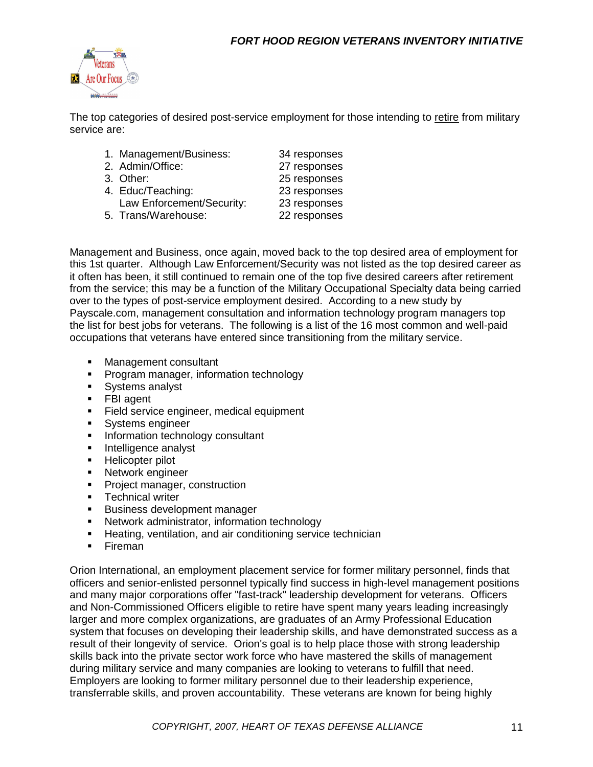The top categories of desired post-service employment for those intending to retire from military service are:

| | Category | Responses |
|---|---|---|
| 1. | Management/Business: | 34 responses |
| 2. | Admin/Office: | 27 responses |
| 3. | Other: | 25 responses |
| 4. | Educ/Teaching: | 23 responses |
| | Law Enforcement/Security: | 23 responses |
| 5. | Trans/Warehouse: | 22 responses |

Management and Business, once again, moved back to the top desired area of employment for this 1st quarter. Although Law Enforcement/Security was not listed as the top desired career as it often has been, it still continued to remain one of the top five desired careers after retirement from the service; this may be a function of the Military Occupational Specialty data being carried over to the types of post-service employment desired. According to a new study by Payscale.com, management consultation and information technology program managers top the list for best jobs for veterans. The following is a list of the 16 most common and well-paid occupations that veterans have entered since transitioning from the military service.

- Management consultant
- Program manager, information technology
- Systems analyst
- FBI agent
- Field service engineer, medical equipment
- Systems engineer
- Information technology consultant
- Intelligence analyst
- Helicopter pilot
- Network engineer
- Project manager, construction
- Technical writer
- Business development manager
- Network administrator, information technology
- Heating, ventilation, and air conditioning service technician
- Fireman

Orion International, an employment placement service for former military personnel, finds that officers and senior-enlisted personnel typically find success in high-level management positions and many major corporations offer "fast-track" leadership development for veterans. Officers and Non-Commissioned Officers eligible to retire have spent many years leading increasingly larger and more complex organizations, are graduates of an Army Professional Education system that focuses on developing their leadership skills, and have demonstrated success as a result of their longevity of service. Orion's goal is to help place those with strong leadership skills back into the private sector work force who have mastered the skills of management during military service and many companies are looking to veterans to fulfill that need. Employers are looking to former military personnel due to their leadership experience, transferrable skills, and proven accountability. These veterans are known for being highly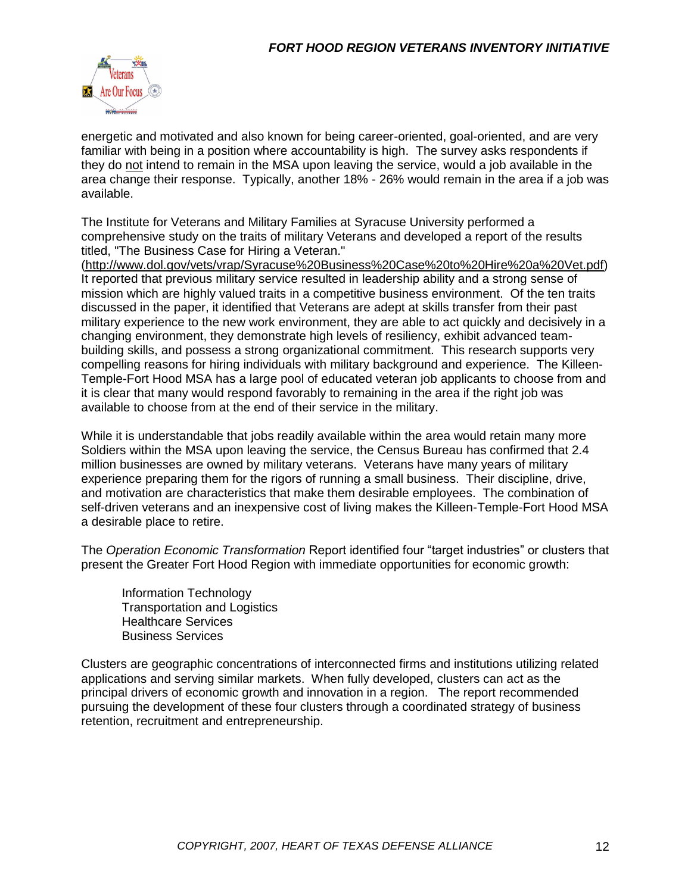energetic and motivated and also known for being career-oriented, goal-oriented, and are very familiar with being in a position where accountability is high. The survey asks respondents if they do not intend to remain in the MSA upon leaving the service, would a job available in the area change their response. Typically, another 18% - 26% would remain in the area if a job was available.

The Institute for Veterans and Military Families at Syracuse University performed a comprehensive study on the traits of military Veterans and developed a report of the results titled, "The Business Case for Hiring a Veteran." (http://www.dol.gov/vets/vrap/Syracuse%20Business%20Case%20to%20Hire%20a%20Vet.pdf) It reported that previous military service resulted in leadership ability and a strong sense of mission which are highly valued traits in a competitive business environment. Of the ten traits discussed in the paper, it identified that Veterans are adept at skills transfer from their past military experience to the new work environment, they are able to act quickly and decisively in a changing environment, they demonstrate high levels of resiliency, exhibit advanced team-building skills, and possess a strong organizational commitment. This research supports very compelling reasons for hiring individuals with military background and experience. The Killeen-Temple-Fort Hood MSA has a large pool of educated veteran job applicants to choose from and it is clear that many would respond favorably to remaining in the area if the right job was available to choose from at the end of their service in the military.

While it is understandable that jobs readily available within the area would retain many more Soldiers within the MSA upon leaving the service, the Census Bureau has confirmed that 2.4 million businesses are owned by military veterans. Veterans have many years of military experience preparing them for the rigors of running a small business. Their discipline, drive, and motivation are characteristics that make them desirable employees. The combination of self-driven veterans and an inexpensive cost of living makes the Killeen-Temple-Fort Hood MSA a desirable place to retire.

The *Operation Economic Transformation* Report identified four "target industries" or clusters that present the Greater Fort Hood Region with immediate opportunities for economic growth:

- Information Technology
- Transportation and Logistics
- Healthcare Services
- Business Services

Clusters are geographic concentrations of interconnected firms and institutions utilizing related applications and serving similar markets. When fully developed, clusters can act as the principal drivers of economic growth and innovation in a region. The report recommended pursuing the development of these four clusters through a coordinated strategy of business retention, recruitment and entrepreneurship.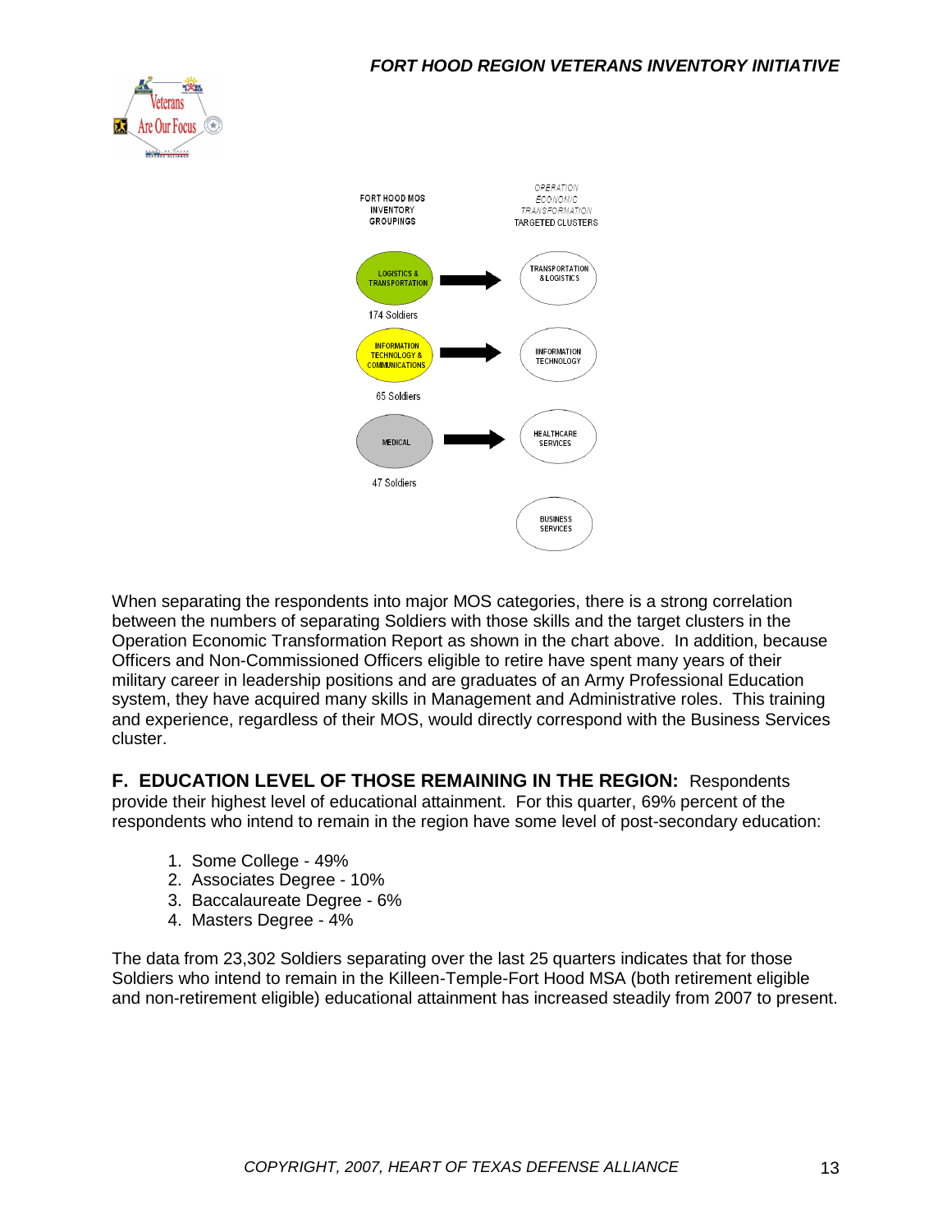| FORT HOOD MOS INVENTORY GROUPINGS | | OPERATION ECONOMIC TRANSFORMATION TARGETED CLUSTERS |
| --- | --- | --- |
| LOGISTICS & TRANSPORTATION (174 Soldiers) | → | TRANSPORTATION & LOGISTICS |
| INFORMATION TECHNOLOGY & COMMUNICATIONS (65 Soldiers) | → | INFORMATION TECHNOLOGY |
| MEDICAL (47 Soldiers) | → | HEALTHCARE SERVICES |
| | | BUSINESS SERVICES |

When separating the respondents into major MOS categories, there is a strong correlation between the numbers of separating Soldiers with those skills and the target clusters in the Operation Economic Transformation Report as shown in the chart above. In addition, because Officers and Non-Commissioned Officers eligible to retire have spent many years of their military career in leadership positions and are graduates of an Army Professional Education system, they have acquired many skills in Management and Administrative roles. This training and experience, regardless of their MOS, would directly correspond with the Business Services cluster.

**F. EDUCATION LEVEL OF THOSE REMAINING IN THE REGION:** Respondents provide their highest level of educational attainment. For this quarter, 69% percent of the respondents who intend to remain in the region have some level of post-secondary education:

1. Some College - 49%
2. Associates Degree - 10%
3. Baccalaureate Degree - 6%
4. Masters Degree - 4%

The data from 23,302 Soldiers separating over the last 25 quarters indicates that for those Soldiers who intend to remain in the Killeen-Temple-Fort Hood MSA (both retirement eligible and non-retirement eligible) educational attainment has increased steadily from 2007 to present.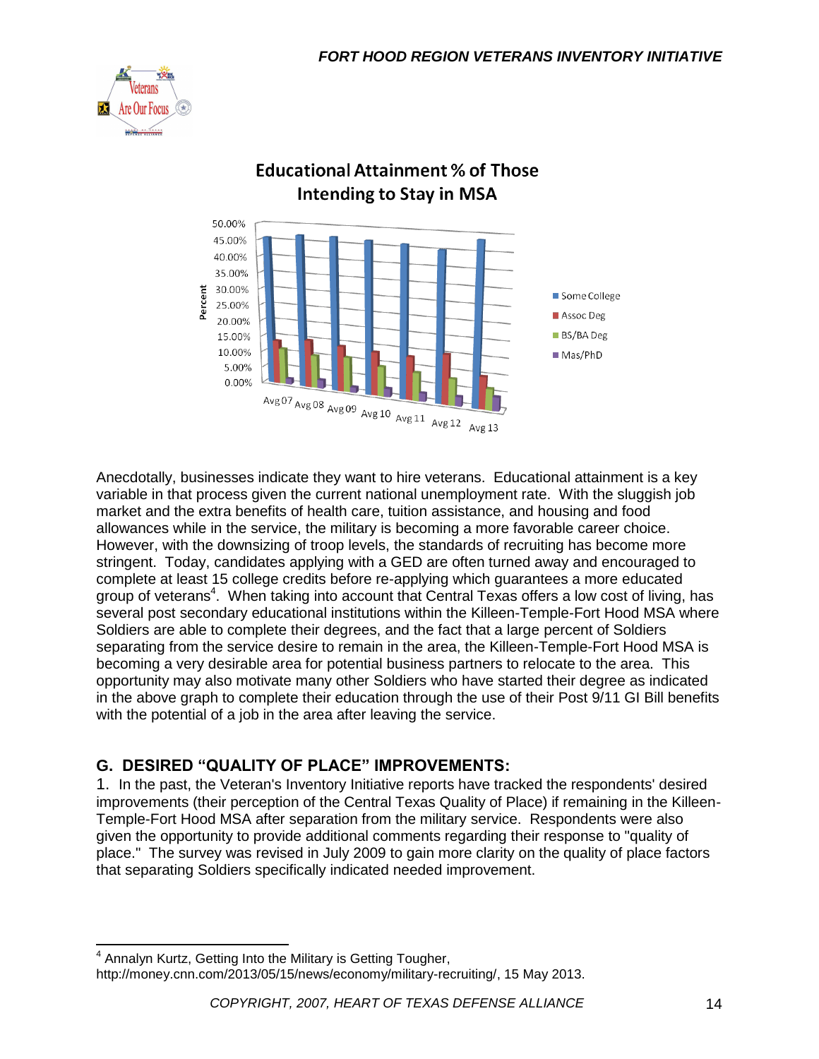Educational Attainment % of Those Intending to Stay in MSA

Anecdotally, businesses indicate they want to hire veterans. Educational attainment is a key variable in that process given the current national unemployment rate. With the sluggish job market and the extra benefits of health care, tuition assistance, and housing and food allowances while in the service, the military is becoming a more favorable career choice. However, with the downsizing of troop levels, the standards of recruiting has become more stringent. Today, candidates applying with a GED are often turned away and encouraged to complete at least 15 college credits before re-applying which guarantees a more educated group of veterans[4]. When taking into account that Central Texas offers a low cost of living, has several post secondary educational institutions within the Killeen-Temple-Fort Hood MSA where Soldiers are able to complete their degrees, and the fact that a large percent of Soldiers separating from the service desire to remain in the area, the Killeen-Temple-Fort Hood MSA is becoming a very desirable area for potential business partners to relocate to the area. This opportunity may also motivate many other Soldiers who have started their degree as indicated in the above graph to complete their education through the use of their Post 9/11 GI Bill benefits with the potential of a job in the area after leaving the service.

## G. DESIRED "QUALITY OF PLACE" IMPROVEMENTS:

1. In the past, the Veteran's Inventory Initiative reports have tracked the respondents' desired improvements (their perception of the Central Texas Quality of Place) if remaining in the Killeen-Temple-Fort Hood MSA after separation from the military service. Respondents were also given the opportunity to provide additional comments regarding their response to "quality of place." The survey was revised in July 2009 to gain more clarity on the quality of place factors that separating Soldiers specifically indicated needed improvement.

---

[4] Annalyn Kurtz, Getting Into the Military is Getting Tougher, http://money.cnn.com/2013/05/15/news/economy/military-recruiting/, 15 May 2013.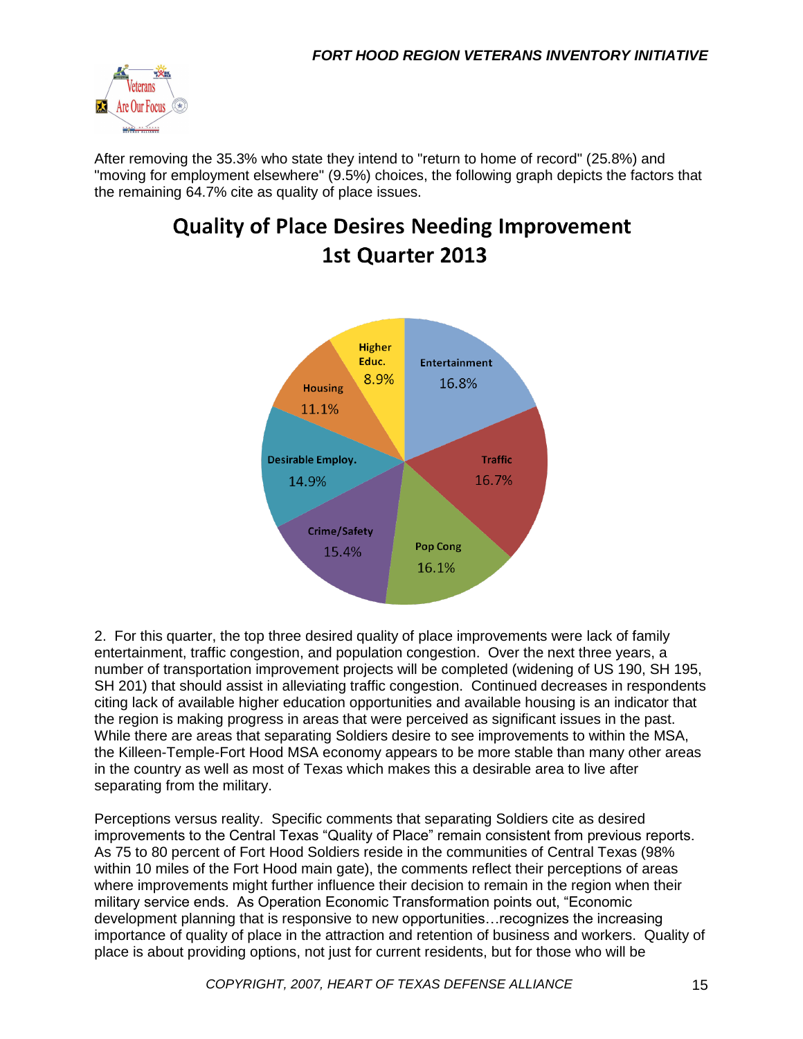After removing the 35.3% who state they intend to "return to home of record" (25.8%) and "moving for employment elsewhere" (9.5%) choices, the following graph depicts the factors that the remaining 64.7% cite as quality of place issues.

## Quality of Place Desires Needing Improvement 1st Quarter 2013

| Factor | Percent |
|---|---|
| Entertainment | 16.8% |
| Traffic | 16.7% |
| Pop Cong | 16.1% |
| Crime/Safety | 15.4% |
| Desirable Employ. | 14.9% |
| Housing | 11.1% |
| Higher Educ. | 8.9% |

2. For this quarter, the top three desired quality of place improvements were lack of family entertainment, traffic congestion, and population congestion. Over the next three years, a number of transportation improvement projects will be completed (widening of US 190, SH 195, SH 201) that should assist in alleviating traffic congestion. Continued decreases in respondents citing lack of available higher education opportunities and available housing is an indicator that the region is making progress in areas that were perceived as significant issues in the past. While there are areas that separating Soldiers desire to see improvements to within the MSA, the Killeen-Temple-Fort Hood MSA economy appears to be more stable than many other areas in the country as well as most of Texas which makes this a desirable area to live after separating from the military.

Perceptions versus reality. Specific comments that separating Soldiers cite as desired improvements to the Central Texas "Quality of Place" remain consistent from previous reports. As 75 to 80 percent of Fort Hood Soldiers reside in the communities of Central Texas (98% within 10 miles of the Fort Hood main gate), the comments reflect their perceptions of areas where improvements might further influence their decision to remain in the region when their military service ends. As Operation Economic Transformation points out, "Economic development planning that is responsive to new opportunities…recognizes the increasing importance of quality of place in the attraction and retention of business and workers. Quality of place is about providing options, not just for current residents, but for those who will be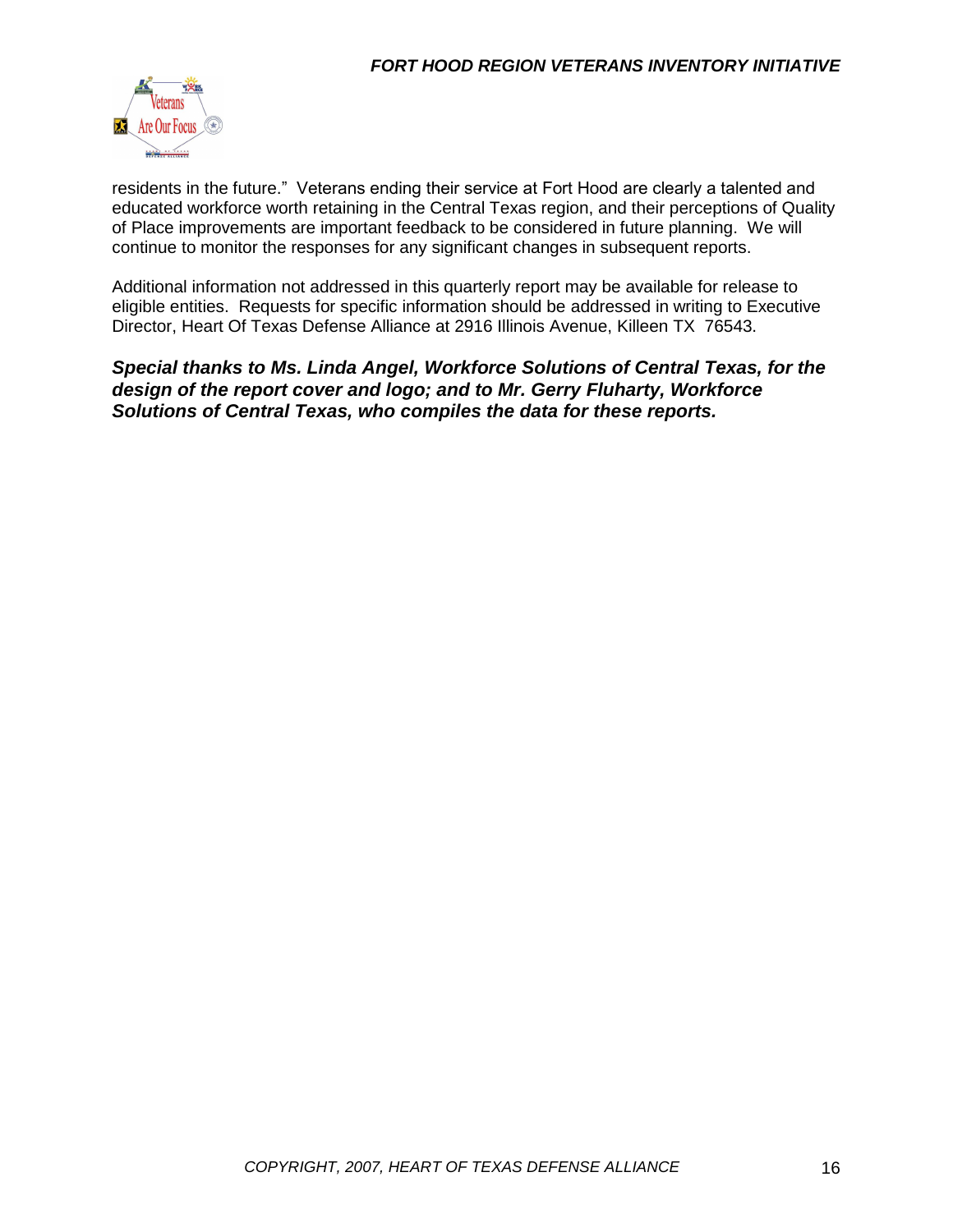residents in the future." Veterans ending their service at Fort Hood are clearly a talented and educated workforce worth retaining in the Central Texas region, and their perceptions of Quality of Place improvements are important feedback to be considered in future planning. We will continue to monitor the responses for any significant changes in subsequent reports.

Additional information not addressed in this quarterly report may be available for release to eligible entities. Requests for specific information should be addressed in writing to Executive Director, Heart Of Texas Defense Alliance at 2916 Illinois Avenue, Killeen TX 76543.

***Special thanks to Ms. Linda Angel, Workforce Solutions of Central Texas, for the design of the report cover and logo; and to Mr. Gerry Fluharty, Workforce Solutions of Central Texas, who compiles the data for these reports.***